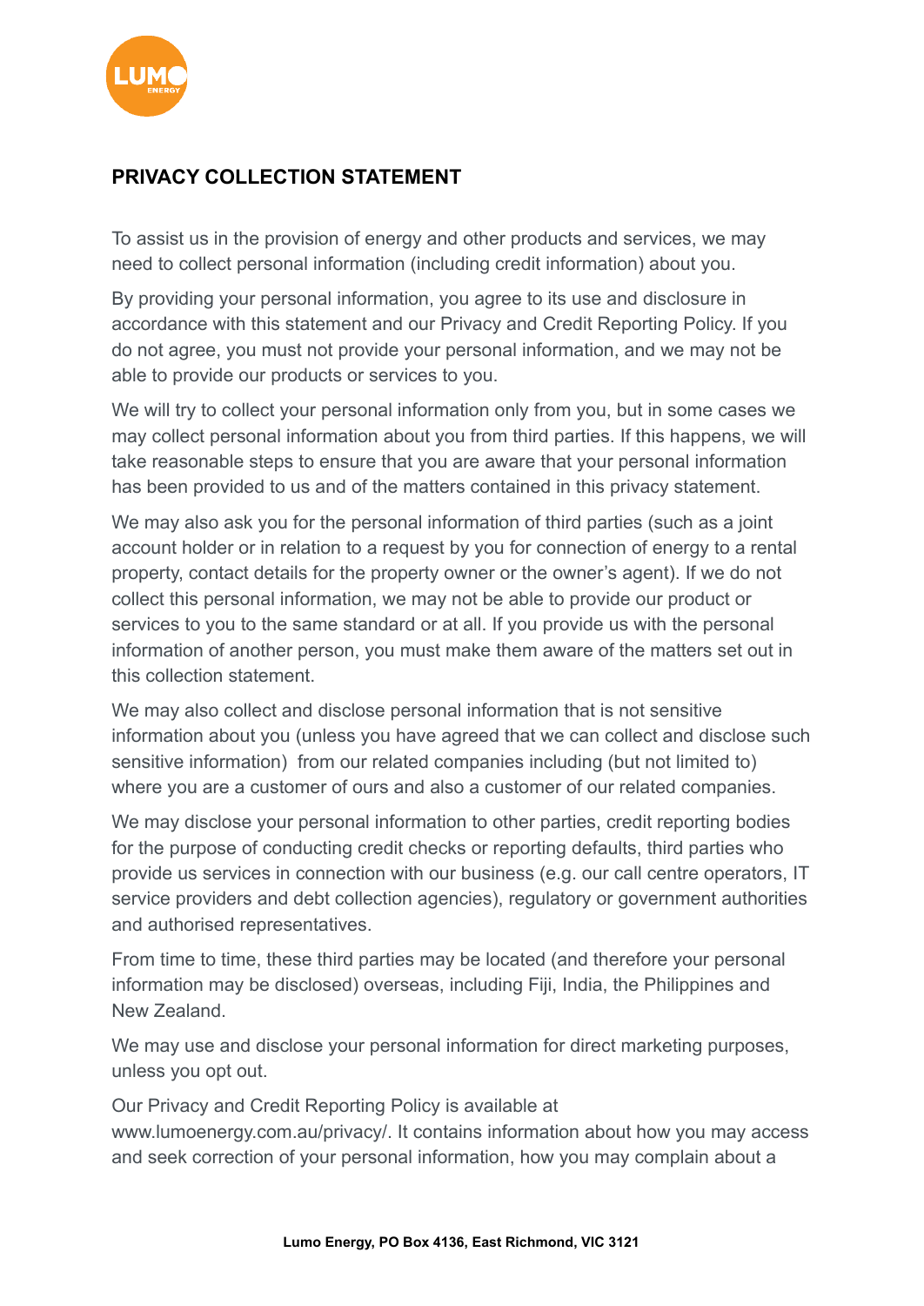## PRIVACY COLLECTION STATEMENT

To assist us in the provision of energy and other products and services, we may need to collect personal information (including credit information) about you.

By providing your personal information, you agree to its use and disclosure in accordance with this statement and our Privacy and Credit Reporting Policy. If you do not agree, you must not provide your personal information, and we may not be able to provide our products or services to you.

We will try to collect your personal information only from you, but in some cases we may collect personal information about you from third parties. If this happens, we will take reasonable steps to ensure that you are aware that your personal information has been provided to us and of the matters contained in this privacy statement.

We may also ask you for the personal information of third parties (such as a joint account holder or in relation to a request by you for connection of energy to a rental property, contact details for the property owner or the owner's agent). If we do not collect this personal information, we may not be able to provide our product or services to you to the same standard or at all. If you provide us with the personal information of another person, you must make them aware of the matters set out in this collection statement.

We may also collect and disclose personal information that is not sensitive information about you (unless you have agreed that we can collect and disclose such sensitive information) from our related companies including (but not limited to) where you are a customer of ours and also a customer of our related companies.

We may disclose your personal information to other parties, credit reporting bodies for the purpose of conducting credit checks or reporting defaults, third parties who provide us services in connection with our business (e.g. our call centre operators, IT service providers and debt collection agencies), regulatory or government authorities and authorised representatives.

From time to time, these third parties may be located (and therefore your personal information may be disclosed) overseas, including Fiji, India, the Philippines and New Zealand.

We may use and disclose your personal information for direct marketing purposes, unless you opt out.

Our Privacy and Credit Reporting Policy is available at www.lumoenergy.com.au/privacy/. It contains information about how you may access and seek correction of your personal information, how you may complain about a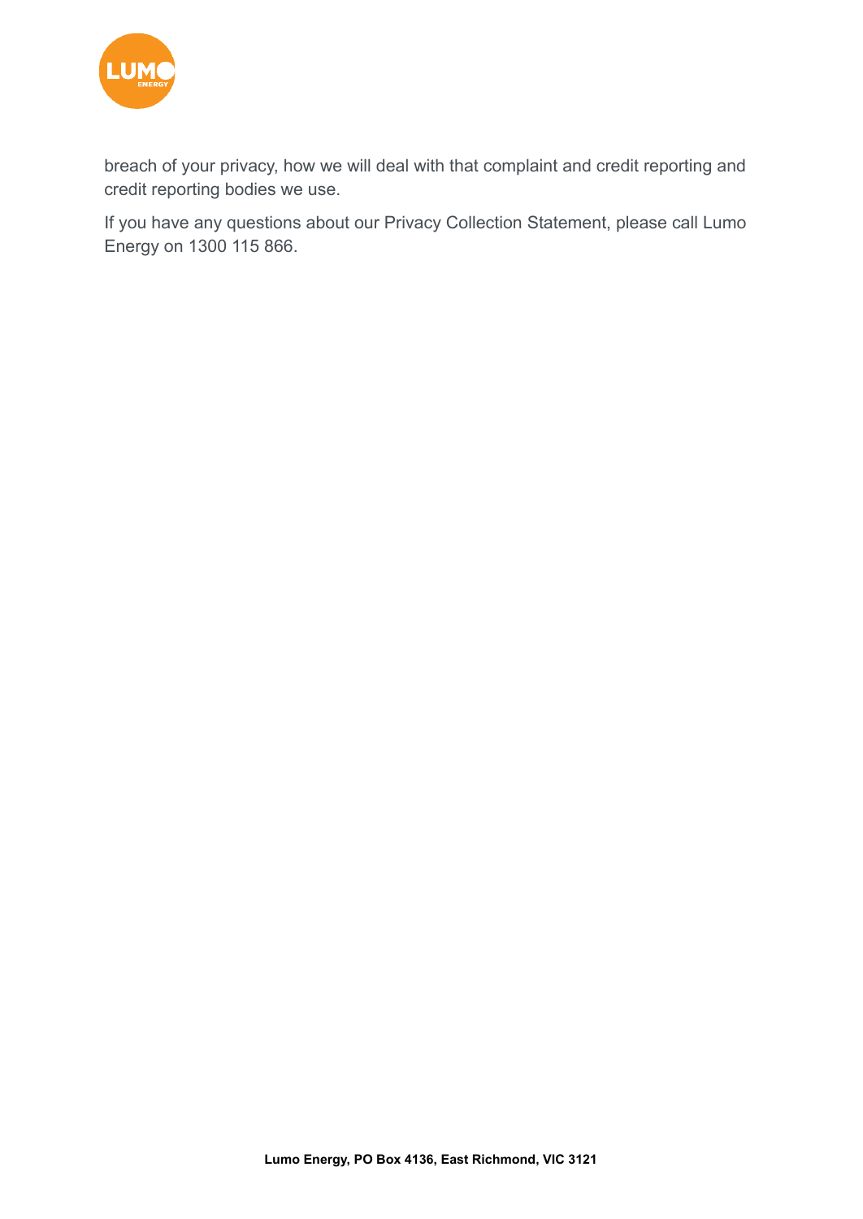breach of your privacy, how we will deal with that complaint and credit reporting and credit reporting bodies we use.

If you have any questions about our Privacy Collection Statement, please call Lumo Energy on 1300 115 866.

**Lumo Energy, PO Box 4136, East Richmond, VIC 3121**